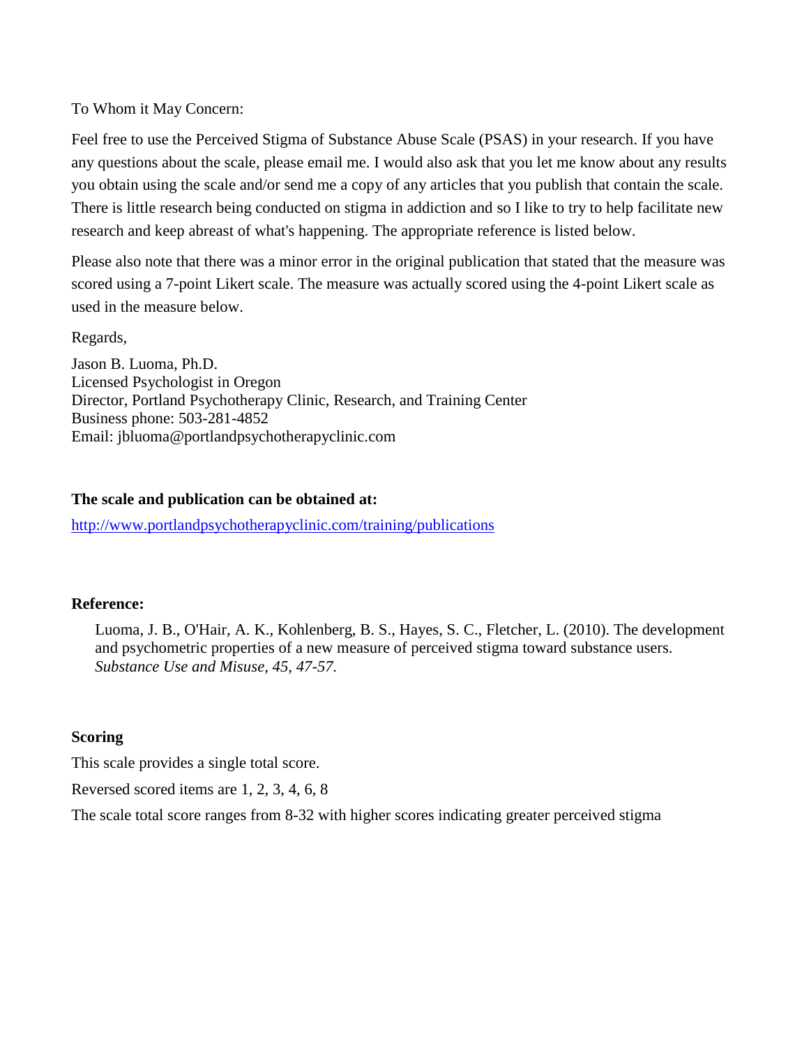To Whom it May Concern:

Feel free to use the Perceived Stigma of Substance Abuse Scale (PSAS) in your research. If you have any questions about the scale, please email me. I would also ask that you let me know about any results you obtain using the scale and/or send me a copy of any articles that you publish that contain the scale. There is little research being conducted on stigma in addiction and so I like to try to help facilitate new research and keep abreast of what's happening. The appropriate reference is listed below.

Please also note that there was a minor error in the original publication that stated that the measure was scored using a 7-point Likert scale. The measure was actually scored using the 4-point Likert scale as used in the measure below.

Regards,

Jason B. Luoma, Ph.D.
Licensed Psychologist in Oregon
Director, Portland Psychotherapy Clinic, Research, and Training Center
Business phone: 503-281-4852
Email: jbluoma@portlandpsychotherapyclinic.com

**The scale and publication can be obtained at:**

http://www.portlandpsychotherapyclinic.com/training/publications

**Reference:**

> Luoma, J. B., O'Hair, A. K., Kohlenberg, B. S., Hayes, S. C., Fletcher, L. (2010). The development and psychometric properties of a new measure of perceived stigma toward substance users. *Substance Use and Misuse, 45, 47-57.*

**Scoring**

This scale provides a single total score.

Reversed scored items are 1, 2, 3, 4, 6, 8

The scale total score ranges from 8-32 with higher scores indicating greater perceived stigma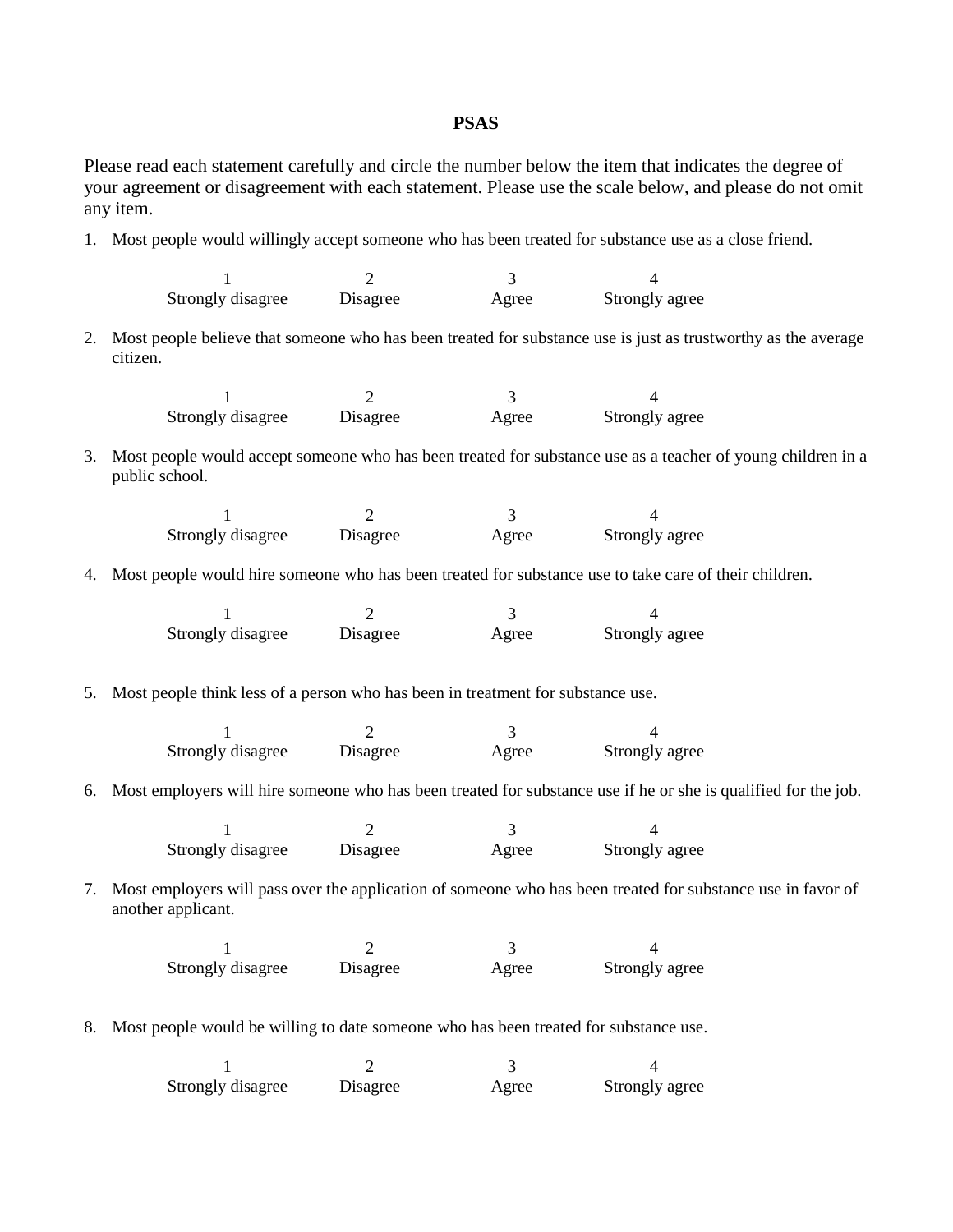**PSAS**

Please read each statement carefully and circle the number below the item that indicates the degree of your agreement or disagreement with each statement. Please use the scale below, and please do not omit any item.

1. Most people would willingly accept someone who has been treated for substance use as a close friend.

| 1 | 2 | 3 | 4 |
|---|---|---|---|
| Strongly disagree | Disagree | Agree | Strongly agree |

2. Most people believe that someone who has been treated for substance use is just as trustworthy as the average citizen.

| 1 | 2 | 3 | 4 |
|---|---|---|---|
| Strongly disagree | Disagree | Agree | Strongly agree |

3. Most people would accept someone who has been treated for substance use as a teacher of young children in a public school.

| 1 | 2 | 3 | 4 |
|---|---|---|---|
| Strongly disagree | Disagree | Agree | Strongly agree |

4. Most people would hire someone who has been treated for substance use to take care of their children.

| 1 | 2 | 3 | 4 |
|---|---|---|---|
| Strongly disagree | Disagree | Agree | Strongly agree |

5. Most people think less of a person who has been in treatment for substance use.

| 1 | 2 | 3 | 4 |
|---|---|---|---|
| Strongly disagree | Disagree | Agree | Strongly agree |

6. Most employers will hire someone who has been treated for substance use if he or she is qualified for the job.

| 1 | 2 | 3 | 4 |
|---|---|---|---|
| Strongly disagree | Disagree | Agree | Strongly agree |

7. Most employers will pass over the application of someone who has been treated for substance use in favor of another applicant.

| 1 | 2 | 3 | 4 |
|---|---|---|---|
| Strongly disagree | Disagree | Agree | Strongly agree |

8. Most people would be willing to date someone who has been treated for substance use.

| 1 | 2 | 3 | 4 |
|---|---|---|---|
| Strongly disagree | Disagree | Agree | Strongly agree |